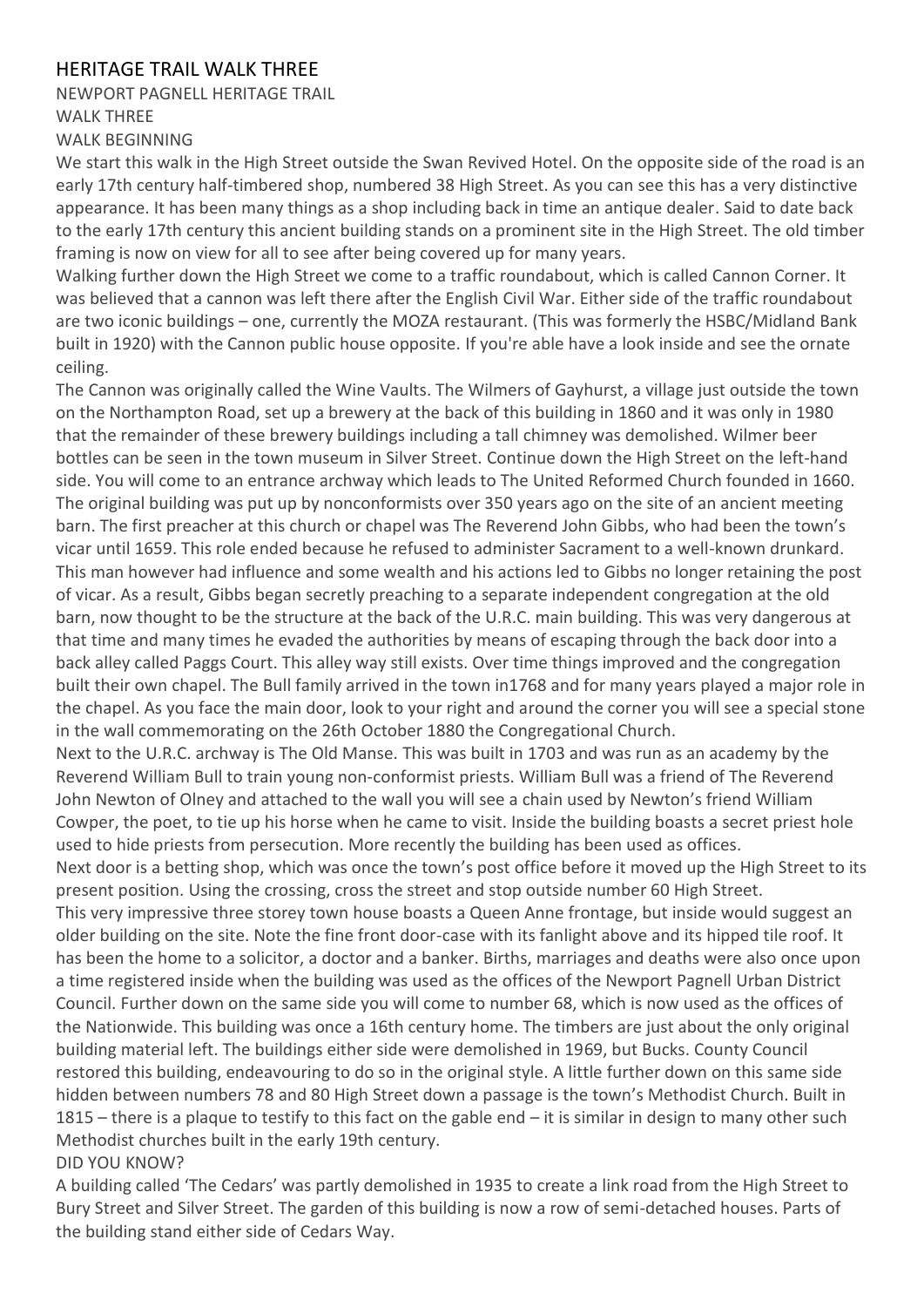# HERITAGE TRAIL WALK THREE

NEWPORT PAGNELL HERITAGE TRAIL

WALK THREE

WALK BEGINNING

We start this walk in the High Street outside the Swan Revived Hotel. On the opposite side of the road is an early 17th century half-timbered shop, numbered 38 High Street. As you can see this has a very distinctive appearance. It has been many things as a shop including back in time an antique dealer. Said to date back to the early 17th century this ancient building stands on a prominent site in the High Street. The old timber framing is now on view for all to see after being covered up for many years.

Walking further down the High Street we come to a traffic roundabout, which is called Cannon Corner. It was believed that a cannon was left there after the English Civil War. Either side of the traffic roundabout are two iconic buildings – one, currently the MOZA restaurant. (This was formerly the HSBC/Midland Bank built in 1920) with the Cannon public house opposite. If you're able have a look inside and see the ornate ceiling.

The Cannon was originally called the Wine Vaults. The Wilmers of Gayhurst, a village just outside the town on the Northampton Road, set up a brewery at the back of this building in 1860 and it was only in 1980 that the remainder of these brewery buildings including a tall chimney was demolished. Wilmer beer bottles can be seen in the town museum in Silver Street. Continue down the High Street on the left-hand side. You will come to an entrance archway which leads to The United Reformed Church founded in 1660. The original building was put up by nonconformists over 350 years ago on the site of an ancient meeting barn. The first preacher at this church or chapel was The Reverend John Gibbs, who had been the town's vicar until 1659. This role ended because he refused to administer Sacrament to a well-known drunkard. This man however had influence and some wealth and his actions led to Gibbs no longer retaining the post of vicar. As a result, Gibbs began secretly preaching to a separate independent congregation at the old barn, now thought to be the structure at the back of the U.R.C. main building. This was very dangerous at that time and many times he evaded the authorities by means of escaping through the back door into a back alley called Paggs Court. This alley way still exists. Over time things improved and the congregation built their own chapel. The Bull family arrived in the town in1768 and for many years played a major role in the chapel. As you face the main door, look to your right and around the corner you will see a special stone in the wall commemorating on the 26th October 1880 the Congregational Church.

Next to the U.R.C. archway is The Old Manse. This was built in 1703 and was run as an academy by the Reverend William Bull to train young non-conformist priests. William Bull was a friend of The Reverend John Newton of Olney and attached to the wall you will see a chain used by Newton's friend William Cowper, the poet, to tie up his horse when he came to visit. Inside the building boasts a secret priest hole used to hide priests from persecution. More recently the building has been used as offices.

Next door is a betting shop, which was once the town's post office before it moved up the High Street to its present position. Using the crossing, cross the street and stop outside number 60 High Street.

This very impressive three storey town house boasts a Queen Anne frontage, but inside would suggest an older building on the site. Note the fine front door-case with its fanlight above and its hipped tile roof. It has been the home to a solicitor, a doctor and a banker. Births, marriages and deaths were also once upon a time registered inside when the building was used as the offices of the Newport Pagnell Urban District Council. Further down on the same side you will come to number 68, which is now used as the offices of the Nationwide. This building was once a 16th century home. The timbers are just about the only original building material left. The buildings either side were demolished in 1969, but Bucks. County Council restored this building, endeavouring to do so in the original style. A little further down on this same side hidden between numbers 78 and 80 High Street down a passage is the town's Methodist Church. Built in 1815 – there is a plaque to testify to this fact on the gable end – it is similar in design to many other such Methodist churches built in the early 19th century.

DID YOU KNOW?

A building called 'The Cedars' was partly demolished in 1935 to create a link road from the High Street to Bury Street and Silver Street. The garden of this building is now a row of semi-detached houses. Parts of the building stand either side of Cedars Way.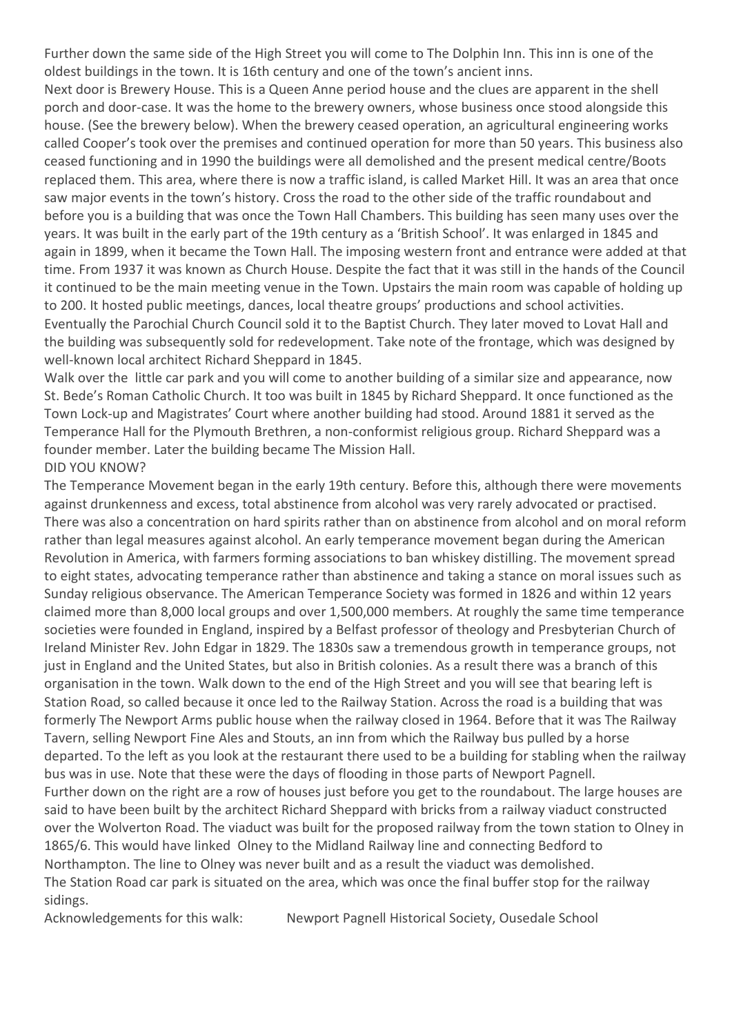Further down the same side of the High Street you will come to The Dolphin Inn. This inn is one of the oldest buildings in the town. It is 16th century and one of the town's ancient inns.

Next door is Brewery House. This is a Queen Anne period house and the clues are apparent in the shell porch and door-case. It was the home to the brewery owners, whose business once stood alongside this house. (See the brewery below). When the brewery ceased operation, an agricultural engineering works called Cooper's took over the premises and continued operation for more than 50 years. This business also ceased functioning and in 1990 the buildings were all demolished and the present medical centre/Boots replaced them. This area, where there is now a traffic island, is called Market Hill. It was an area that once saw major events in the town's history. Cross the road to the other side of the traffic roundabout and before you is a building that was once the Town Hall Chambers. This building has seen many uses over the years. It was built in the early part of the 19th century as a 'British School'. It was enlarged in 1845 and again in 1899, when it became the Town Hall. The imposing western front and entrance were added at that time. From 1937 it was known as Church House. Despite the fact that it was still in the hands of the Council it continued to be the main meeting venue in the Town. Upstairs the main room was capable of holding up to 200. It hosted public meetings, dances, local theatre groups' productions and school activities. Eventually the Parochial Church Council sold it to the Baptist Church. They later moved to Lovat Hall and the building was subsequently sold for redevelopment. Take note of the frontage, which was designed by well-known local architect Richard Sheppard in 1845.

Walk over the little car park and you will come to another building of a similar size and appearance, now St. Bede's Roman Catholic Church. It too was built in 1845 by Richard Sheppard. It once functioned as the Town Lock-up and Magistrates' Court where another building had stood. Around 1881 it served as the Temperance Hall for the Plymouth Brethren, a non-conformist religious group. Richard Sheppard was a founder member. Later the building became The Mission Hall.

DID YOU KNOW?

The Temperance Movement began in the early 19th century. Before this, although there were movements against drunkenness and excess, total abstinence from alcohol was very rarely advocated or practised. There was also a concentration on hard spirits rather than on abstinence from alcohol and on moral reform rather than legal measures against alcohol. An early temperance movement began during the American Revolution in America, with farmers forming associations to ban whiskey distilling. The movement spread to eight states, advocating temperance rather than abstinence and taking a stance on moral issues such as Sunday religious observance. The American Temperance Society was formed in 1826 and within 12 years claimed more than 8,000 local groups and over 1,500,000 members. At roughly the same time temperance societies were founded in England, inspired by a Belfast professor of theology and Presbyterian Church of Ireland Minister Rev. John Edgar in 1829. The 1830s saw a tremendous growth in temperance groups, not just in England and the United States, but also in British colonies. As a result there was a branch of this organisation in the town. Walk down to the end of the High Street and you will see that bearing left is Station Road, so called because it once led to the Railway Station. Across the road is a building that was formerly The Newport Arms public house when the railway closed in 1964. Before that it was The Railway Tavern, selling Newport Fine Ales and Stouts, an inn from which the Railway bus pulled by a horse departed. To the left as you look at the restaurant there used to be a building for stabling when the railway bus was in use. Note that these were the days of flooding in those parts of Newport Pagnell.

Further down on the right are a row of houses just before you get to the roundabout. The large houses are said to have been built by the architect Richard Sheppard with bricks from a railway viaduct constructed over the Wolverton Road. The viaduct was built for the proposed railway from the town station to Olney in 1865/6. This would have linked Olney to the Midland Railway line and connecting Bedford to Northampton. The line to Olney was never built and as a result the viaduct was demolished.

The Station Road car park is situated on the area, which was once the final buffer stop for the railway sidings.

Acknowledgements for this walk: Newport Pagnell Historical Society, Ousedale School